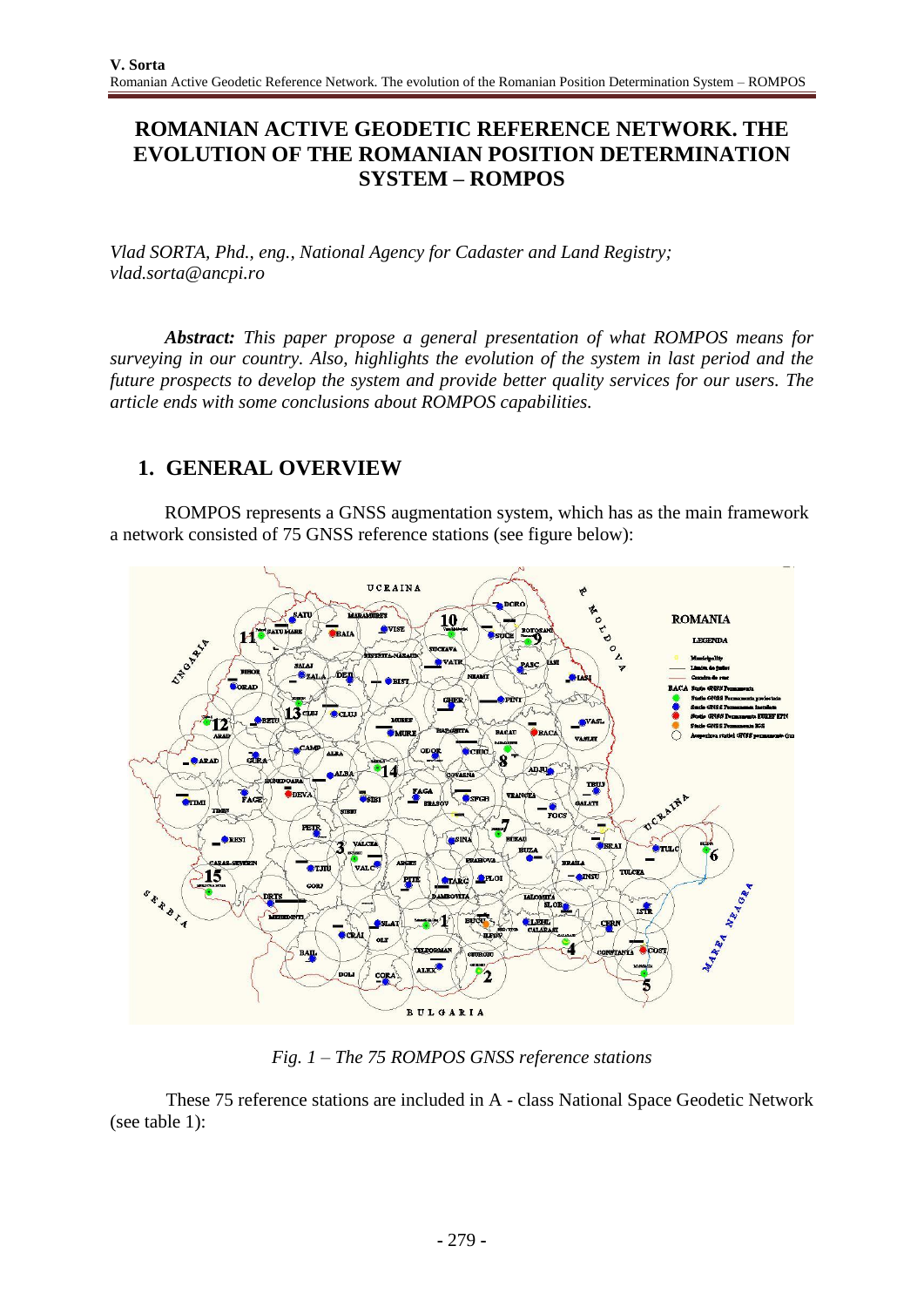# ROMANIAN ACTIVE GEODETIC REFERENCE NETWORK. THE EVOLUTION OF THE ROMANIAN POSITION DETERMINATION SYSTEM – ROMPOS

*Vlad SORTA, Phd., eng., National Agency for Cadaster and Land Registry; vlad.sorta@ancpi.ro*

***Abstract:*** *This paper propose a general presentation of what ROMPOS means for surveying in our country. Also, highlights the evolution of the system in last period and the future prospects to develop the system and provide better quality services for our users. The article ends with some conclusions about ROMPOS capabilities.*

## 1. GENERAL OVERVIEW

ROMPOS represents a GNSS augmentation system, which has as the main framework a network consisted of 75 GNSS reference stations (see figure below):

*Fig. 1 – The 75 ROMPOS GNSS reference stations*

These 75 reference stations are included in A - class National Space Geodetic Network (see table 1):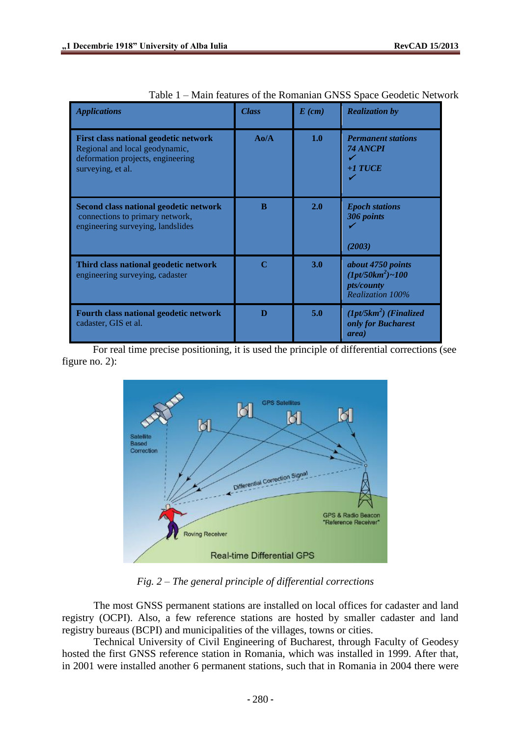Table 1 – Main features of the Romanian GNSS Space Geodetic Network

| *Applications* | *Class* | *E (cm)* | *Realization by* |
|---|---|---|---|
| **First class national geodetic network** Regional and local geodynamic, deformation projects, engineering surveying, et al. | **Ao/A** | **1.0** | ***Permanent stations*** ***74 ANCPI*** ✓ ***+1 TUCE*** ✓ |
| **Second class national geodetic network** connections to primary network, engineering surveying, landslides | **B** | **2.0** | ***Epoch stations*** ***306 points*** ✓ ***(2003)*** |
| **Third class national geodetic network** engineering surveying, cadaster | **C** | **3.0** | ***about 4750 points*** ***(1pt/50km$^2$)~100 pts/county*** *Realization 100%* |
| **Fourth class national geodetic network** cadaster, GIS et al. | **D** | **5.0** | ***(1pt/5km$^2$) (Finalized only for Bucharest area)*** |

For real time precise positioning, it is used the principle of differential corrections (see figure no. 2):

*Fig. 2 – The general principle of differential corrections*

The most GNSS permanent stations are installed on local offices for cadaster and land registry (OCPI). Also, a few reference stations are hosted by smaller cadaster and land registry bureaus (BCPI) and municipalities of the villages, towns or cities.

Technical University of Civil Engineering of Bucharest, through Faculty of Geodesy hosted the first GNSS reference station in Romania, which was installed in 1999. After that, in 2001 were installed another 6 permanent stations, such that in Romania in 2004 there were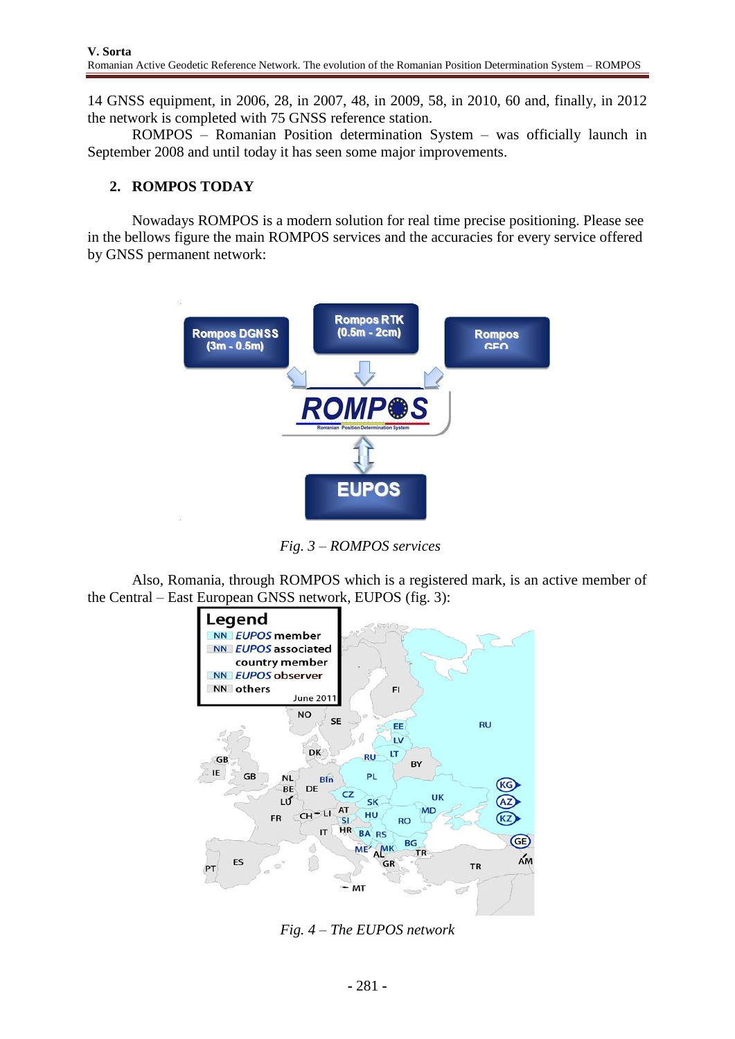14 GNSS equipment, in 2006, 28, in 2007, 48, in 2009, 58, in 2010, 60 and, finally, in 2012 the network is completed with 75 GNSS reference station.

ROMPOS – Romanian Position determination System – was officially launch in September 2008 and until today it has seen some major improvements.

## 2. ROMPOS TODAY

Nowadays ROMPOS is a modern solution for real time precise positioning. Please see in the bellows figure the main ROMPOS services and the accuracies for every service offered by GNSS permanent network:

*Fig. 3 – ROMPOS services*

Also, Romania, through ROMPOS which is a registered mark, is an active member of the Central – East European GNSS network, EUPOS (fig. 3):

*Fig. 4 – The EUPOS network*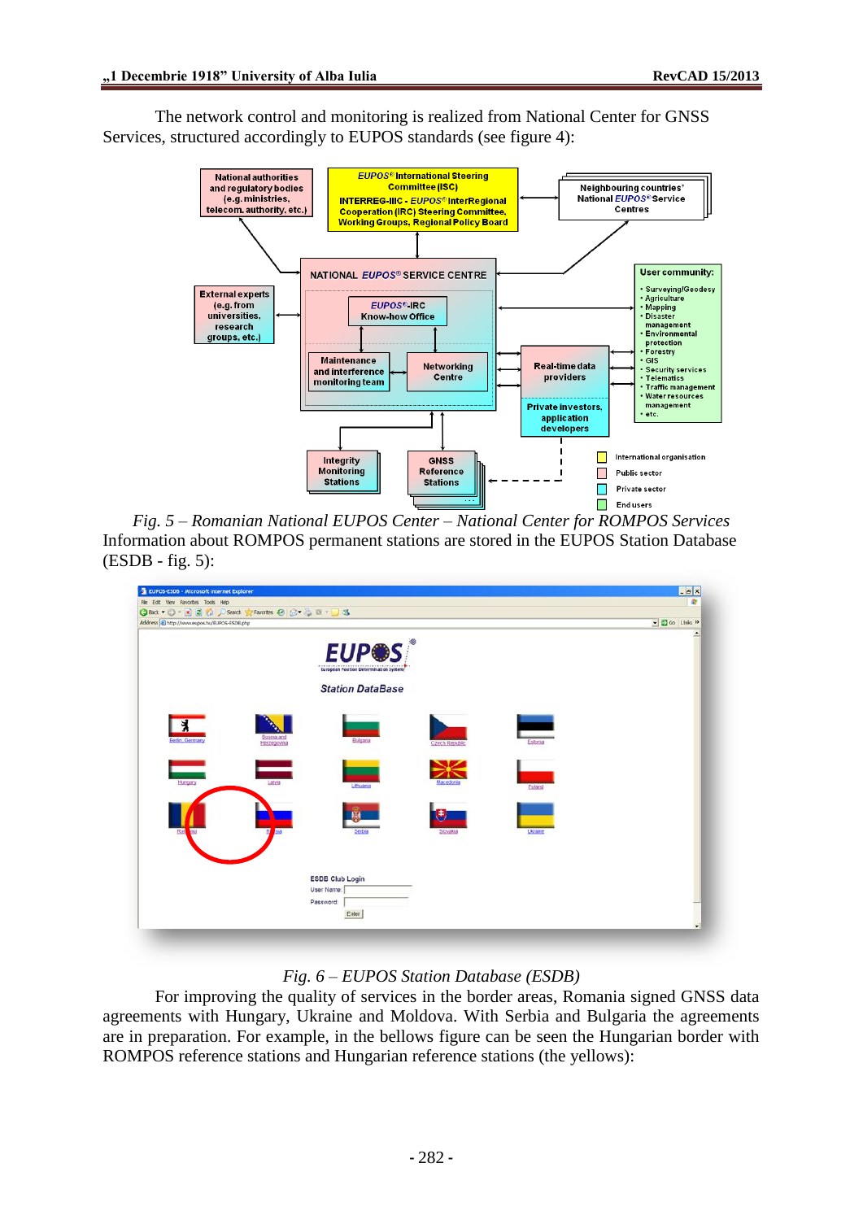The network control and monitoring is realized from National Center for GNSS Services, structured accordingly to EUPOS standards (see figure 4):

*Fig. 5 – Romanian National EUPOS Center – National Center for ROMPOS Services*

Information about ROMPOS permanent stations are stored in the EUPOS Station Database (ESDB - fig. 5):

*Fig. 6 – EUPOS Station Database (ESDB)*

For improving the quality of services in the border areas, Romania signed GNSS data agreements with Hungary, Ukraine and Moldova. With Serbia and Bulgaria the agreements are in preparation. For example, in the bellows figure can be seen the Hungarian border with ROMPOS reference stations and Hungarian reference stations (the yellows):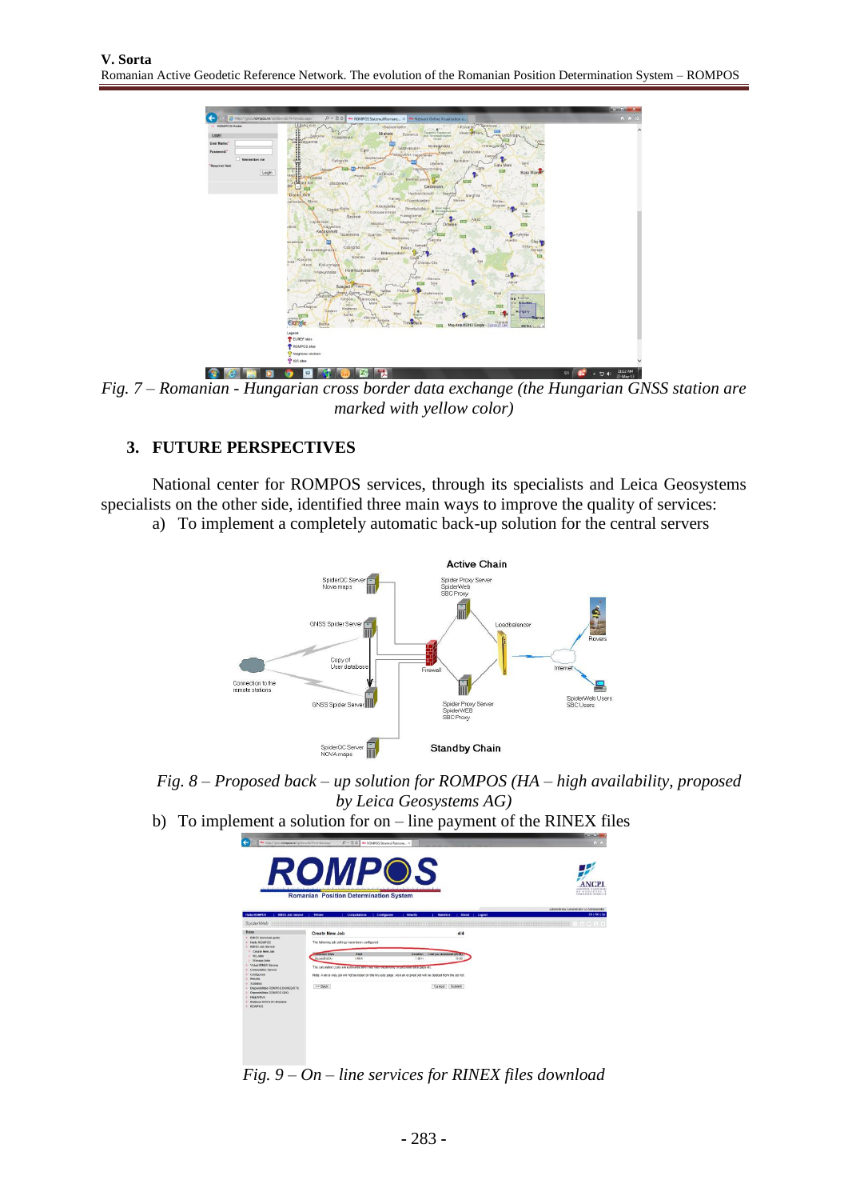*Fig. 7 – Romanian - Hungarian cross border data exchange (the Hungarian GNSS station are marked with yellow color)*

## 3. FUTURE PERSPECTIVES

National center for ROMPOS services, through its specialists and Leica Geosystems specialists on the other side, identified three main ways to improve the quality of services:

a) To implement a completely automatic back-up solution for the central servers

*Fig. 8 – Proposed back – up solution for ROMPOS (HA – high availability, proposed by Leica Geosystems AG)*

b) To implement a solution for on – line payment of the RINEX files

*Fig. 9 – On – line services for RINEX files download*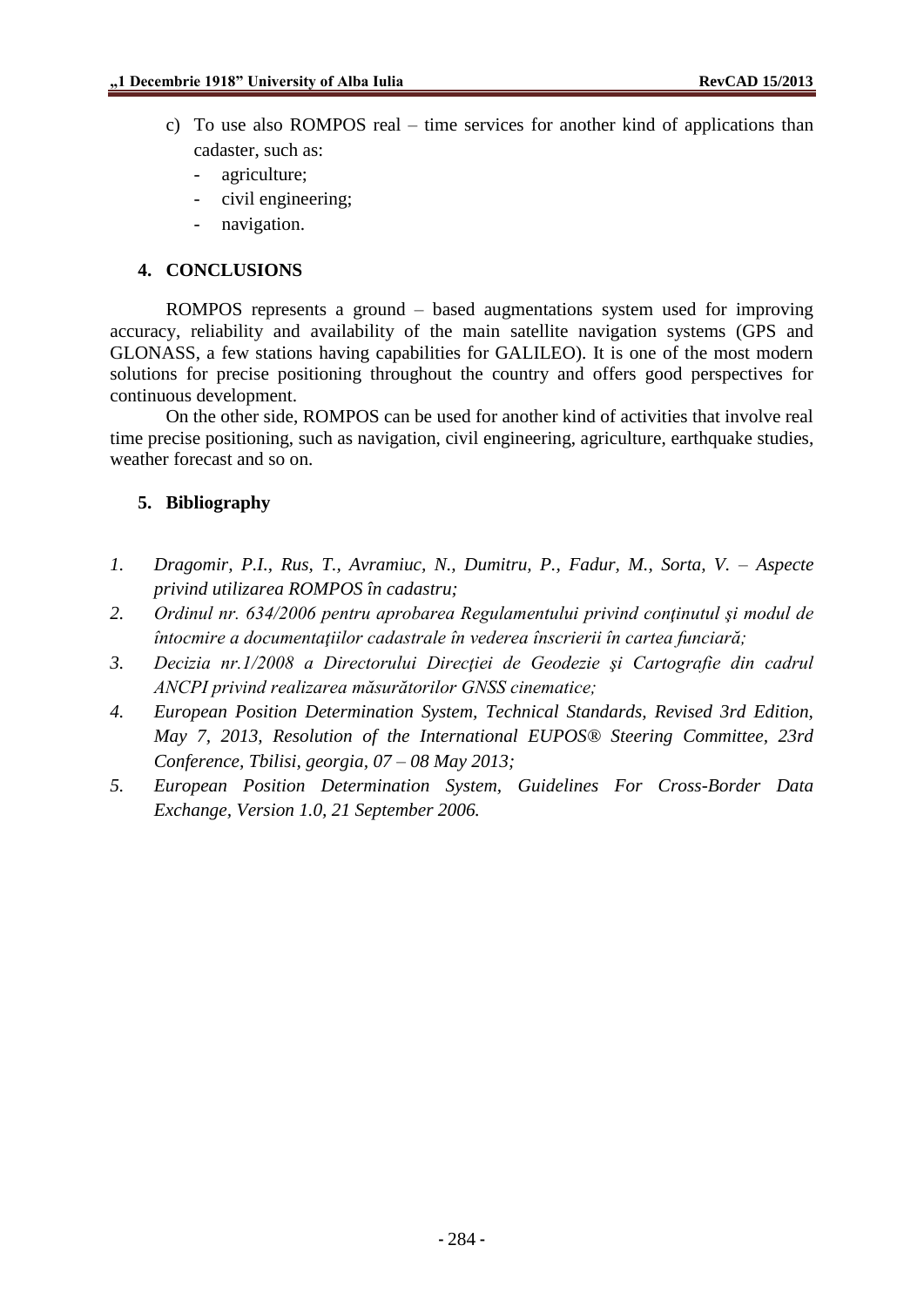c) To use also ROMPOS real – time services for another kind of applications than cadaster, such as:
   - agriculture;
   - civil engineering;
   - navigation.

## 4. CONCLUSIONS

ROMPOS represents a ground – based augmentations system used for improving accuracy, reliability and availability of the main satellite navigation systems (GPS and GLONASS, a few stations having capabilities for GALILEO). It is one of the most modern solutions for precise positioning throughout the country and offers good perspectives for continuous development.

On the other side, ROMPOS can be used for another kind of activities that involve real time precise positioning, such as navigation, civil engineering, agriculture, earthquake studies, weather forecast and so on.

## 5. Bibliography

1. *Dragomir, P.I., Rus, T., Avramiuc, N., Dumitru, P., Fadur, M., Sorta, V. – Aspecte privind utilizarea ROMPOS în cadastru;*
2. *Ordinul nr. 634/2006 pentru aprobarea Regulamentului privind conţinutul şi modul de întocmire a documentaţiilor cadastrale în vederea înscrierii în cartea funciară;*
3. *Decizia nr.1/2008 a Directorului Direcţiei de Geodezie şi Cartografie din cadrul ANCPI privind realizarea măsurătorilor GNSS cinematice;*
4. *European Position Determination System, Technical Standards, Revised 3rd Edition, May 7, 2013, Resolution of the International EUPOS® Steering Committee, 23rd Conference, Tbilisi, georgia, 07 – 08 May 2013;*
5. *European Position Determination System, Guidelines For Cross-Border Data Exchange, Version 1.0, 21 September 2006.*